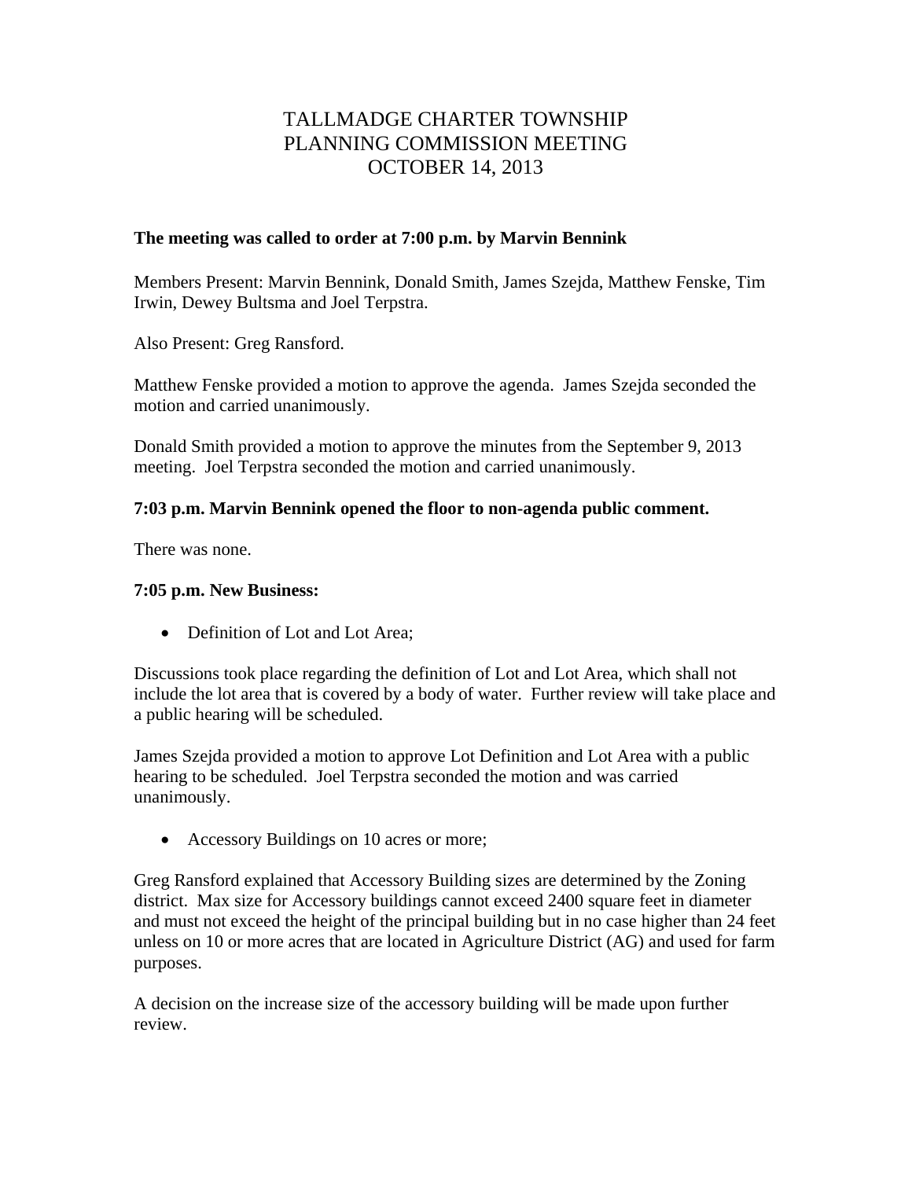# TALLMADGE CHARTER TOWNSHIP
# PLANNING COMMISSION MEETING
# OCTOBER 14, 2013

**The meeting was called to order at 7:00 p.m. by Marvin Bennink**

Members Present: Marvin Bennink, Donald Smith, James Szejda, Matthew Fenske, Tim Irwin, Dewey Bultsma and Joel Terpstra.

Also Present: Greg Ransford.

Matthew Fenske provided a motion to approve the agenda. James Szejda seconded the motion and carried unanimously.

Donald Smith provided a motion to approve the minutes from the September 9, 2013 meeting. Joel Terpstra seconded the motion and carried unanimously.

**7:03 p.m. Marvin Bennink opened the floor to non-agenda public comment.**

There was none.

**7:05 p.m. New Business:**

- Definition of Lot and Lot Area;

Discussions took place regarding the definition of Lot and Lot Area, which shall not include the lot area that is covered by a body of water. Further review will take place and a public hearing will be scheduled.

James Szejda provided a motion to approve Lot Definition and Lot Area with a public hearing to be scheduled. Joel Terpstra seconded the motion and was carried unanimously.

- Accessory Buildings on 10 acres or more;

Greg Ransford explained that Accessory Building sizes are determined by the Zoning district. Max size for Accessory buildings cannot exceed 2400 square feet in diameter and must not exceed the height of the principal building but in no case higher than 24 feet unless on 10 or more acres that are located in Agriculture District (AG) and used for farm purposes.

A decision on the increase size of the accessory building will be made upon further review.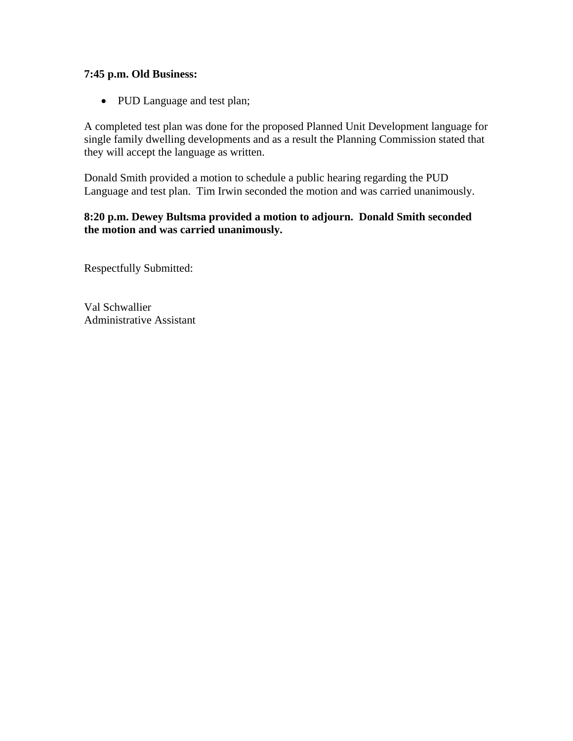**7:45 p.m. Old Business:**

- PUD Language and test plan;

A completed test plan was done for the proposed Planned Unit Development language for single family dwelling developments and as a result the Planning Commission stated that they will accept the language as written.

Donald Smith provided a motion to schedule a public hearing regarding the PUD Language and test plan. Tim Irwin seconded the motion and was carried unanimously.

**8:20 p.m. Dewey Bultsma provided a motion to adjourn. Donald Smith seconded the motion and was carried unanimously.**

Respectfully Submitted:

Val Schwallier
Administrative Assistant